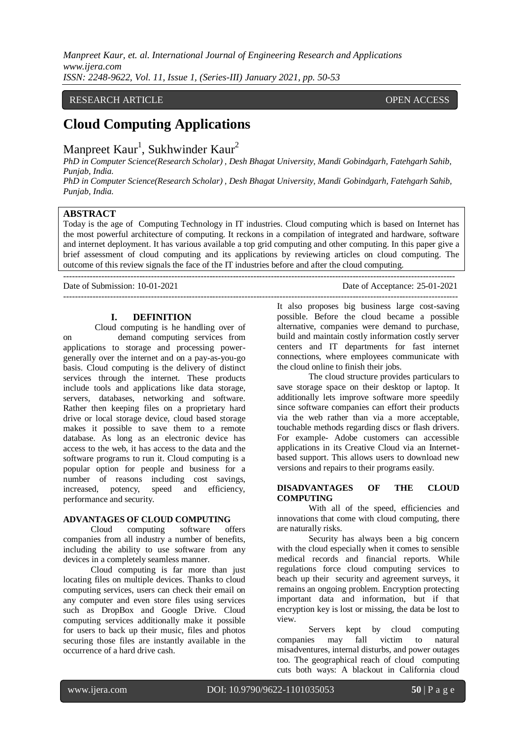RESEARCH ARTICLE OPEN ACCESS

# Cloud Computing Applications

Manpreet Kaur[1], Sukhwinder Kaur[2]

*PhD in Computer Science(Research Scholar) , Desh Bhagat University, Mandi Gobindgarh, Fatehgarh Sahib, Punjab, India.*

*PhD in Computer Science(Research Scholar) , Desh Bhagat University, Mandi Gobindgarh, Fatehgarh Sahib, Punjab, India.*

## ABSTRACT

Today is the age of Computing Technology in IT industries. Cloud computing which is based on Internet has the most powerful architecture of computing. It reckons in a compilation of integrated and hardware, software and internet deployment. It has various available a top grid computing and other computing. In this paper give a brief assessment of cloud computing and its applications by reviewing articles on cloud computing. The outcome of this review signals the face of the IT industries before and after the cloud computing.

---

Date of Submission: 10-01-2021 Date of Acceptance: 25-01-2021

---

## I. DEFINITION

Cloud computing is he handling over of on demand computing services from applications to storage and processing power-generally over the internet and on a pay-as-you-go basis. Cloud computing is the delivery of distinct services through the internet. These products include tools and applications like data storage, servers, databases, networking and software. Rather then keeping files on a proprietary hard drive or local storage device, cloud based storage makes it possible to save them to a remote database. As long as an electronic device has access to the web, it has access to the data and the software programs to run it. Cloud computing is a popular option for people and business for a number of reasons including cost savings, increased, potency, speed and efficiency, performance and security.

### ADVANTAGES OF CLOUD COMPUTING

Cloud computing software offers companies from all industry a number of benefits, including the ability to use software from any devices in a completely seamless manner.

Cloud computing is far more than just locating files on multiple devices. Thanks to cloud computing services, users can check their email on any computer and even store files using services such as DropBox and Google Drive. Cloud computing services additionally make it possible for users to back up their music, files and photos securing those files are instantly available in the occurrence of a hard drive cash.

It also proposes big business large cost-saving possible. Before the cloud became a possible alternative, companies were demand to purchase, build and maintain costly information costly server centers and IT departments for fast internet connections, where employees communicate with the cloud online to finish their jobs.

The cloud structure provides particulars to save storage space on their desktop or laptop. It additionally lets improve software more speedily since software companies can effort their products via the web rather than via a more acceptable, touchable methods regarding discs or flash drivers. For example- Adobe customers can accessible applications in its Creative Cloud via an Internet-based support. This allows users to download new versions and repairs to their programs easily.

### DISADVANTAGES OF THE CLOUD COMPUTING

With all of the speed, efficiencies and innovations that come with cloud computing, there are naturally risks.

Security has always been a big concern with the cloud especially when it comes to sensible medical records and financial reports. While regulations force cloud computing services to beach up their security and agreement surveys, it remains an ongoing problem. Encryption protecting important data and information, but if that encryption key is lost or missing, the data be lost to view.

Servers kept by cloud computing companies may fall victim to natural misadventures, internal disturbs, and power outages too. The geographical reach of cloud computing cuts both ways: A blackout in California cloud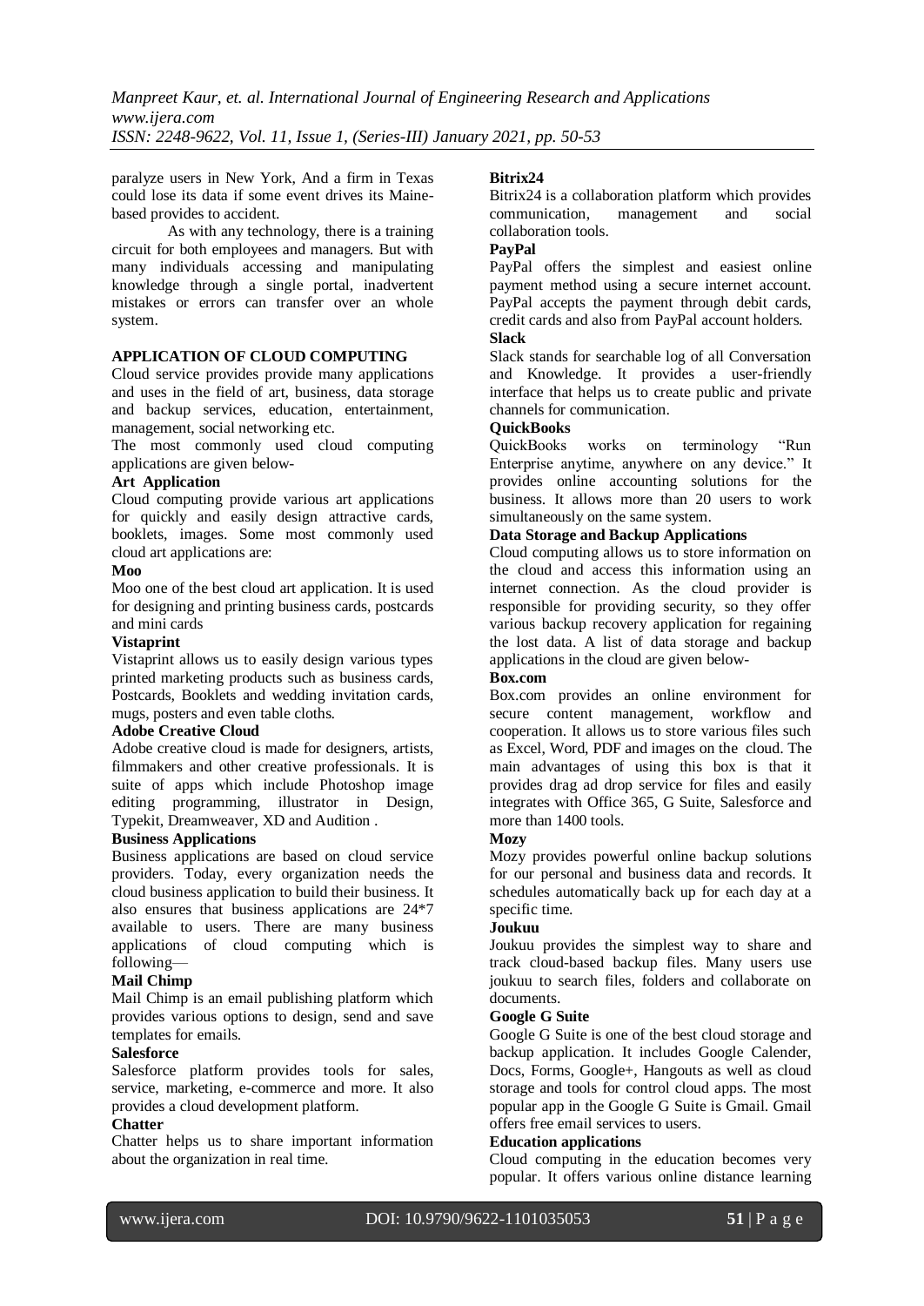paralyze users in New York, And a firm in Texas could lose its data if some event drives its Maine-based provides to accident.

As with any technology, there is a training circuit for both employees and managers. But with many individuals accessing and manipulating knowledge through a single portal, inadvertent mistakes or errors can transfer over an whole system.

## APPLICATION OF CLOUD COMPUTING

Cloud service provides provide many applications and uses in the field of art, business, data storage and backup services, education, entertainment, management, social networking etc.

The most commonly used cloud computing applications are given below-

### Art Application

Cloud computing provide various art applications for quickly and easily design attractive cards, booklets, images. Some most commonly used cloud art applications are:

**Moo**

Moo one of the best cloud art application. It is used for designing and printing business cards, postcards and mini cards

**Vistaprint**

Vistaprint allows us to easily design various types printed marketing products such as business cards, Postcards, Booklets and wedding invitation cards, mugs, posters and even table cloths.

**Adobe Creative Cloud**

Adobe creative cloud is made for designers, artists, filmmakers and other creative professionals. It is suite of apps which include Photoshop image editing programming, illustrator in Design, Typekit, Dreamweaver, XD and Audition .

### Business Applications

Business applications are based on cloud service providers. Today, every organization needs the cloud business application to build their business. It also ensures that business applications are 24*7 available to users. There are many business applications of cloud computing which is following—

**Mail Chimp**

Mail Chimp is an email publishing platform which provides various options to design, send and save templates for emails.

**Salesforce**

Salesforce platform provides tools for sales, service, marketing, e-commerce and more. It also provides a cloud development platform.

**Chatter**

Chatter helps us to share important information about the organization in real time.

**Bitrix24**

Bitrix24 is a collaboration platform which provides communication, management and social collaboration tools.

**PayPal**

PayPal offers the simplest and easiest online payment method using a secure internet account. PayPal accepts the payment through debit cards, credit cards and also from PayPal account holders.

**Slack**

Slack stands for searchable log of all Conversation and Knowledge. It provides a user-friendly interface that helps us to create public and private channels for communication.

**QuickBooks**

QuickBooks works on terminology "Run Enterprise anytime, anywhere on any device." It provides online accounting solutions for the business. It allows more than 20 users to work simultaneously on the same system.

### Data Storage and Backup Applications

Cloud computing allows us to store information on the cloud and access this information using an internet connection. As the cloud provider is responsible for providing security, so they offer various backup recovery application for regaining the lost data. A list of data storage and backup applications in the cloud are given below-

**Box.com**

Box.com provides an online environment for secure content management, workflow and cooperation. It allows us to store various files such as Excel, Word, PDF and images on the cloud. The main advantages of using this box is that it provides drag ad drop service for files and easily integrates with Office 365, G Suite, Salesforce and more than 1400 tools.

**Mozy**

Mozy provides powerful online backup solutions for our personal and business data and records. It schedules automatically back up for each day at a specific time.

**Joukuu**

Joukuu provides the simplest way to share and track cloud-based backup files. Many users use joukuu to search files, folders and collaborate on documents.

**Google G Suite**

Google G Suite is one of the best cloud storage and backup application. It includes Google Calender, Docs, Forms, Google+, Hangouts as well as cloud storage and tools for control cloud apps. The most popular app in the Google G Suite is Gmail. Gmail offers free email services to users.

### Education applications

Cloud computing in the education becomes very popular. It offers various online distance learning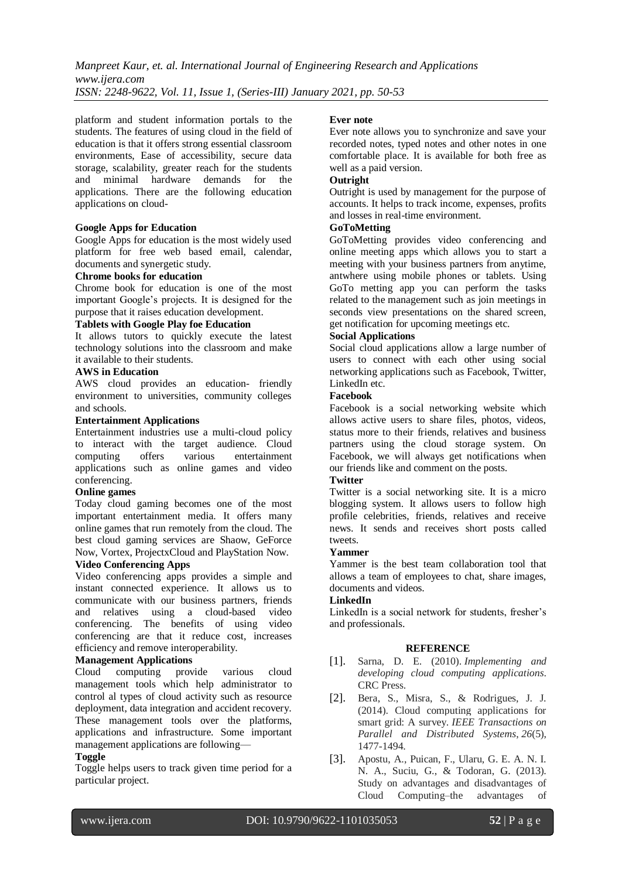platform and student information portals to the students. The features of using cloud in the field of education is that it offers strong essential classroom environments, Ease of accessibility, secure data storage, scalability, greater reach for the students and minimal hardware demands for the applications. There are the following education applications on cloud-

**Google Apps for Education**

Google Apps for education is the most widely used platform for free web based email, calendar, documents and synergetic study.

**Chrome books for education**

Chrome book for education is one of the most important Google's projects. It is designed for the purpose that it raises education development.

**Tablets with Google Play foe Education**

It allows tutors to quickly execute the latest technology solutions into the classroom and make it available to their students.

**AWS in Education**

AWS cloud provides an education- friendly environment to universities, community colleges and schools.

**Entertainment Applications**

Entertainment industries use a multi-cloud policy to interact with the target audience. Cloud computing offers various entertainment applications such as online games and video conferencing.

**Online games**

Today cloud gaming becomes one of the most important entertainment media. It offers many online games that run remotely from the cloud. The best cloud gaming services are Shaow, GeForce Now, Vortex, ProjectxCloud and PlayStation Now.

**Video Conferencing Apps**

Video conferencing apps provides a simple and instant connected experience. It allows us to communicate with our business partners, friends and relatives using a cloud-based video conferencing. The benefits of using video conferencing are that it reduce cost, increases efficiency and remove interoperability.

**Management Applications**

Cloud computing provide various cloud management tools which help administrator to control al types of cloud activity such as resource deployment, data integration and accident recovery. These management tools over the platforms, applications and infrastructure. Some important management applications are following—

**Toggle**

Toggle helps users to track given time period for a particular project.

**Ever note**

Ever note allows you to synchronize and save your recorded notes, typed notes and other notes in one comfortable place. It is available for both free as well as a paid version.

**Outright**

Outright is used by management for the purpose of accounts. It helps to track income, expenses, profits and losses in real-time environment.

**GoToMetting**

GoToMetting provides video conferencing and online meeting apps which allows you to start a meeting with your business partners from anytime, antwhere using mobile phones or tablets. Using GoTo metting app you can perform the tasks related to the management such as join meetings in seconds view presentations on the shared screen, get notification for upcoming meetings etc.

**Social Applications**

Social cloud applications allow a large number of users to connect with each other using social networking applications such as Facebook, Twitter, LinkedIn etc.

**Facebook**

Facebook is a social networking website which allows active users to share files, photos, videos, status more to their friends, relatives and business partners using the cloud storage system. On Facebook, we will always get notifications when our friends like and comment on the posts.

**Twitter**

Twitter is a social networking site. It is a micro blogging system. It allows users to follow high profile celebrities, friends, relatives and receive news. It sends and receives short posts called tweets.

**Yammer**

Yammer is the best team collaboration tool that allows a team of employees to chat, share images, documents and videos.

**LinkedIn**

LinkedIn is a social network for students, fresher's and professionals.

## REFERENCE

[1]. Sarna, D. E. (2010). *Implementing and developing cloud computing applications*. CRC Press.

[2]. Bera, S., Misra, S., & Rodrigues, J. J. (2014). Cloud computing applications for smart grid: A survey. *IEEE Transactions on Parallel and Distributed Systems*, *26*(5), 1477-1494.

[3]. Apostu, A., Puican, F., Ularu, G. E. A. N. I. N. A., Suciu, G., & Todoran, G. (2013). Study on advantages and disadvantages of Cloud Computing–the advantages of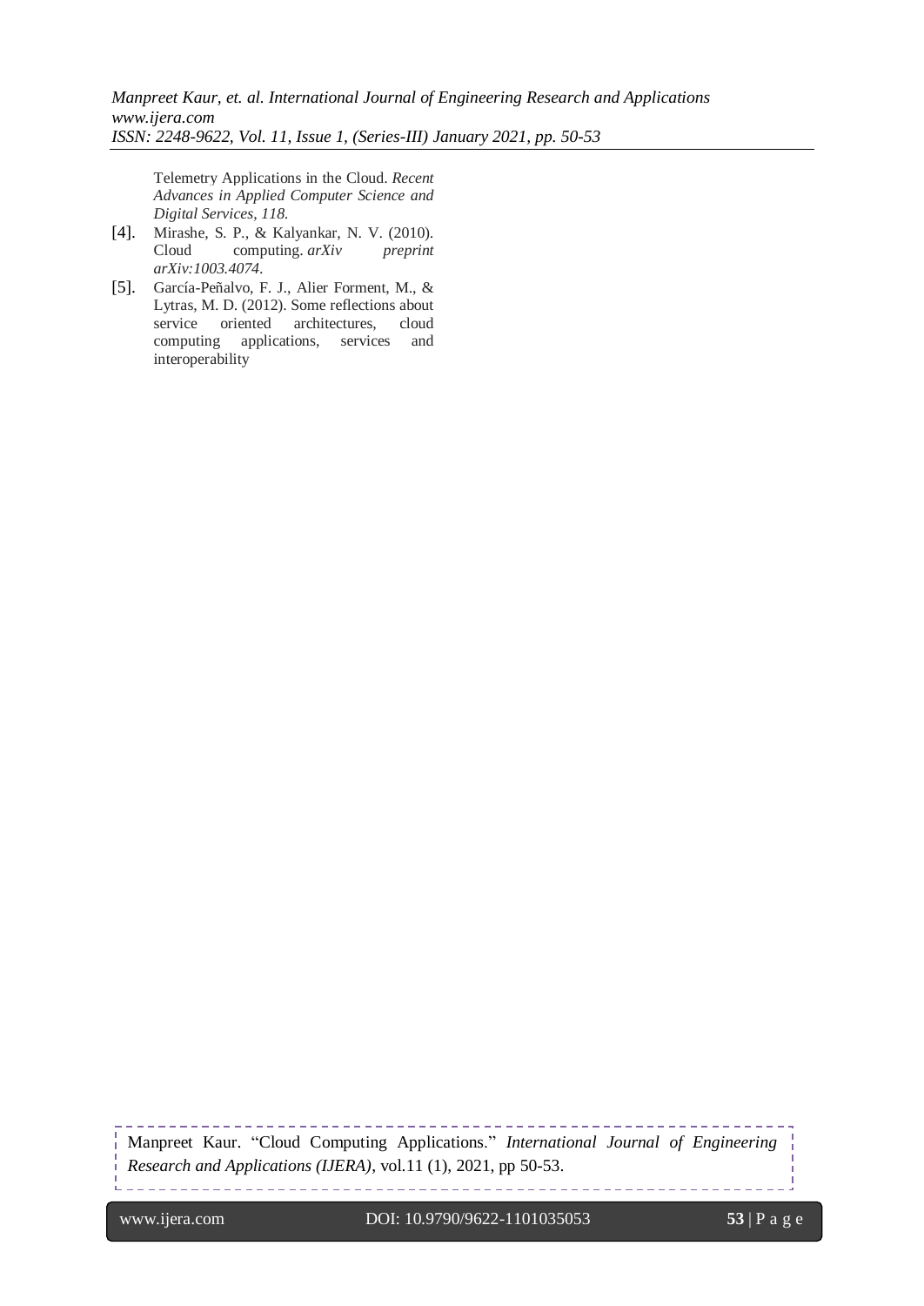Telemetry Applications in the Cloud. *Recent Advances in Applied Computer Science and Digital Services*, *118*.

[4]. Mirashe, S. P., & Kalyankar, N. V. (2010). Cloud computing. *arXiv preprint arXiv:1003.4074*.

[5]. García-Peñalvo, F. J., Alier Forment, M., & Lytras, M. D. (2012). Some reflections about service oriented architectures, cloud computing applications, services and interoperability

Manpreet Kaur. "Cloud Computing Applications." *International Journal of Engineering Research and Applications (IJERA)*, vol.11 (1), 2021, pp 50-53.